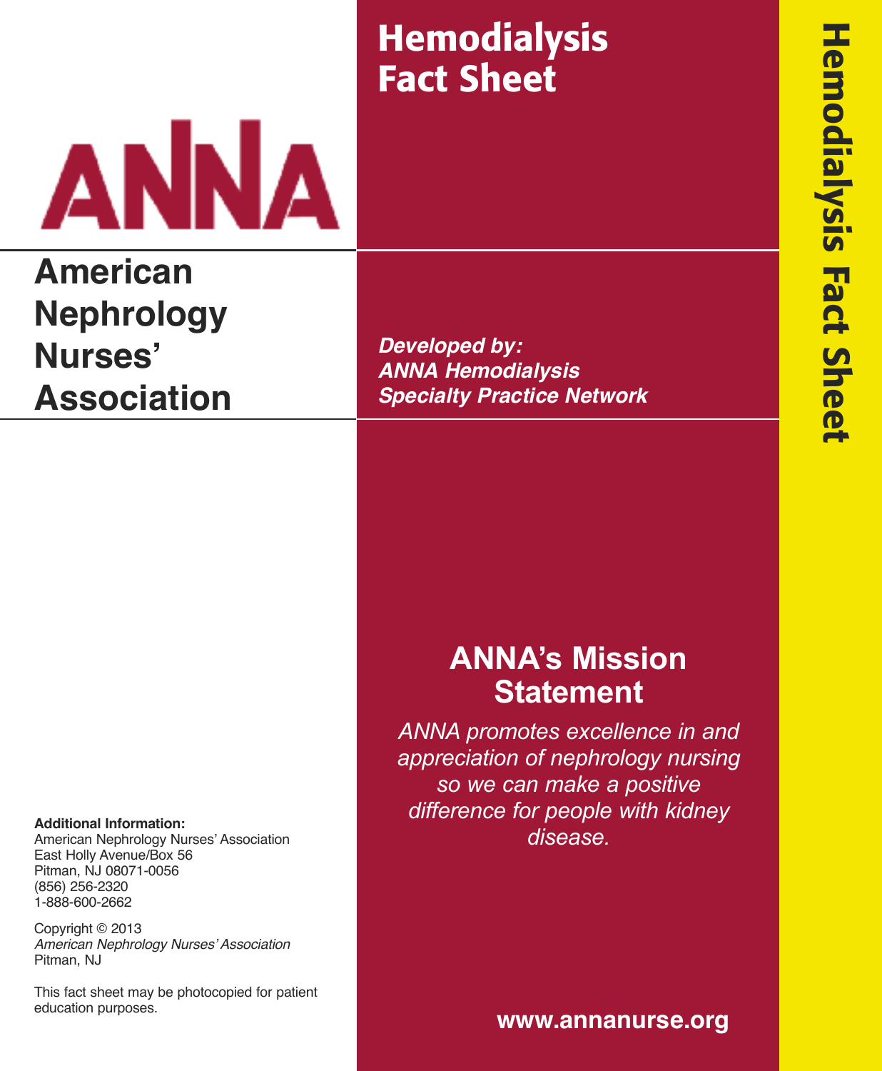# Hemodialysis Fact Sheet

ANNA

## American Nephrology Nurses' Association

***Developed by:***
***ANNA Hemodialysis Specialty Practice Network***

## ANNA's Mission Statement

*ANNA promotes excellence in and appreciation of nephrology nursing so we can make a positive difference for people with kidney disease.*

**Additional Information:**
American Nephrology Nurses' Association
East Holly Avenue/Box 56
Pitman, NJ 08071-0056
(856) 256-2320
1-888-600-2662

Copyright © 2013
*American Nephrology Nurses' Association*
Pitman, NJ

This fact sheet may be photocopied for patient education purposes.

**www.annanurse.org**

Hemodialysis Fact Sheet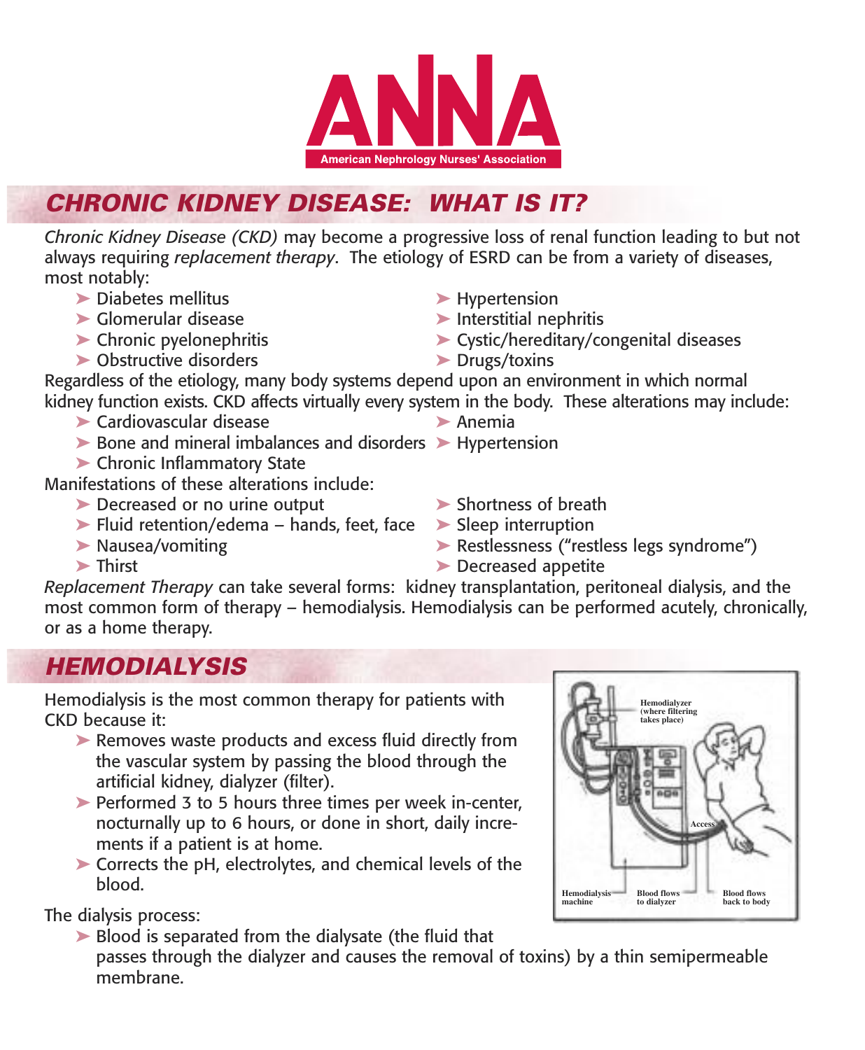# CHRONIC KIDNEY DISEASE: WHAT IS IT?

*Chronic Kidney Disease (CKD)* may become a progressive loss of renal function leading to but not always requiring *replacement therapy*. The etiology of ESRD can be from a variety of diseases, most notably:

- Diabetes mellitus
- Glomerular disease
- Chronic pyelonephritis
- Obstructive disorders
- Hypertension
- Interstitial nephritis
- Cystic/hereditary/congenital diseases
- Drugs/toxins

Regardless of the etiology, many body systems depend upon an environment in which normal kidney function exists. CKD affects virtually every system in the body. These alterations may include:

- Cardiovascular disease
- Bone and mineral imbalances and disorders
- Chronic Inflammatory State
- Anemia
- Hypertension

Manifestations of these alterations include:

- Decreased or no urine output
- Fluid retention/edema – hands, feet, face
- Nausea/vomiting
- Thirst
- Shortness of breath
- Sleep interruption
- Restlessness ("restless legs syndrome")
- Decreased appetite

*Replacement Therapy* can take several forms: kidney transplantation, peritoneal dialysis, and the most common form of therapy – hemodialysis. Hemodialysis can be performed acutely, chronically, or as a home therapy.

# HEMODIALYSIS

Hemodialysis is the most common therapy for patients with CKD because it:

- Removes waste products and excess fluid directly from the vascular system by passing the blood through the artificial kidney, dialyzer (filter).
- Performed 3 to 5 hours three times per week in-center, nocturnally up to 6 hours, or done in short, daily increments if a patient is at home.
- Corrects the pH, electrolytes, and chemical levels of the blood.

The dialysis process:

- Blood is separated from the dialysate (the fluid that passes through the dialyzer and causes the removal of toxins) by a thin semipermeable membrane.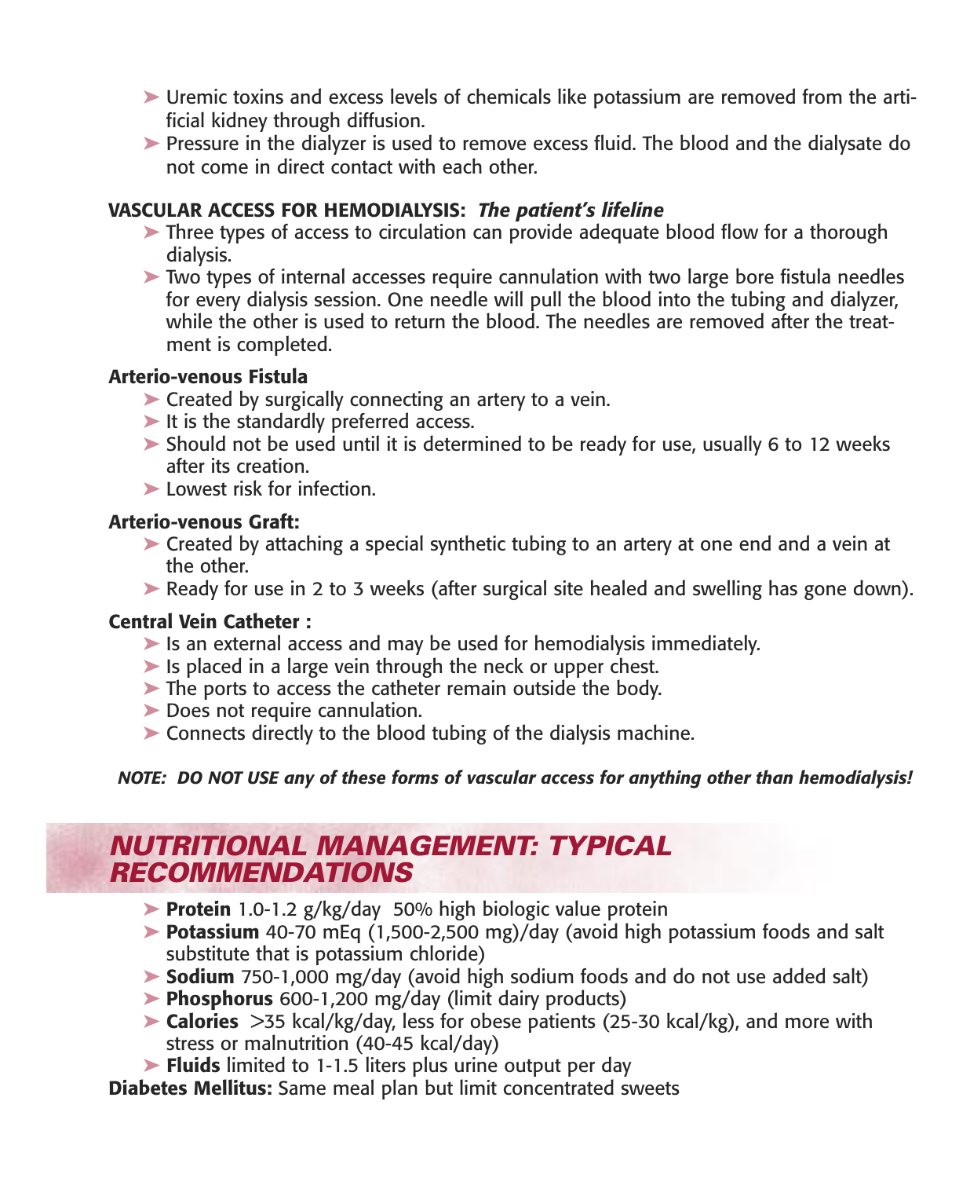- Uremic toxins and excess levels of chemicals like potassium are removed from the artificial kidney through diffusion.
- Pressure in the dialyzer is used to remove excess fluid. The blood and the dialysate do not come in direct contact with each other.

### VASCULAR ACCESS FOR HEMODIALYSIS: *The patient's lifeline*

- Three types of access to circulation can provide adequate blood flow for a thorough dialysis.
- Two types of internal accesses require cannulation with two large bore fistula needles for every dialysis session. One needle will pull the blood into the tubing and dialyzer, while the other is used to return the blood. The needles are removed after the treatment is completed.

#### Arterio-venous Fistula

- Created by surgically connecting an artery to a vein.
- It is the standardly preferred access.
- Should not be used until it is determined to be ready for use, usually 6 to 12 weeks after its creation.
- Lowest risk for infection.

#### Arterio-venous Graft:

- Created by attaching a special synthetic tubing to an artery at one end and a vein at the other.
- Ready for use in 2 to 3 weeks (after surgical site healed and swelling has gone down).

#### Central Vein Catheter :

- Is an external access and may be used for hemodialysis immediately.
- Is placed in a large vein through the neck or upper chest.
- The ports to access the catheter remain outside the body.
- Does not require cannulation.
- Connects directly to the blood tubing of the dialysis machine.

***NOTE: DO NOT USE any of these forms of vascular access for anything other than hemodialysis!***

## *NUTRITIONAL MANAGEMENT: TYPICAL RECOMMENDATIONS*

- **Protein** 1.0-1.2 g/kg/day 50% high biologic value protein
- **Potassium** 40-70 mEq (1,500-2,500 mg)/day (avoid high potassium foods and salt substitute that is potassium chloride)
- **Sodium** 750-1,000 mg/day (avoid high sodium foods and do not use added salt)
- **Phosphorus** 600-1,200 mg/day (limit dairy products)
- **Calories** >35 kcal/kg/day, less for obese patients (25-30 kcal/kg), and more with stress or malnutrition (40-45 kcal/day)
- **Fluids** limited to 1-1.5 liters plus urine output per day

**Diabetes Mellitus:** Same meal plan but limit concentrated sweets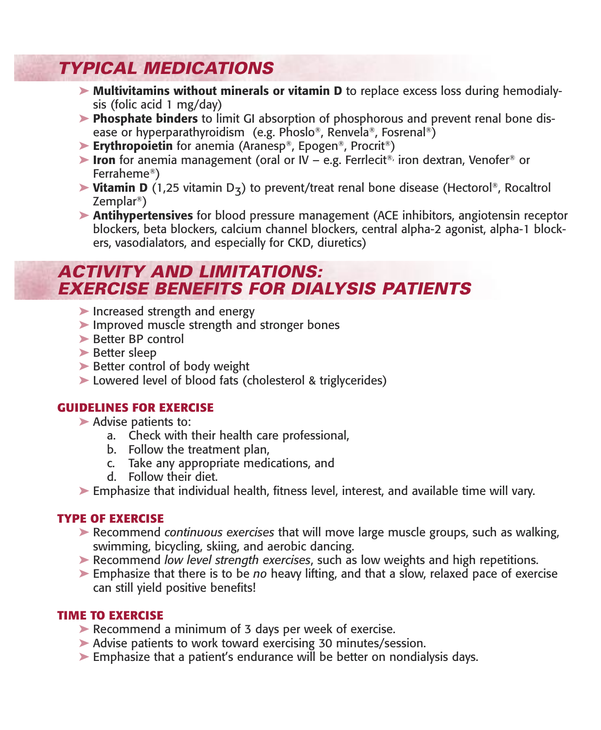## TYPICAL MEDICATIONS

- **Multivitamins without minerals or vitamin D** to replace excess loss during hemodialysis (folic acid 1 mg/day)
- **Phosphate binders** to limit GI absorption of phosphorous and prevent renal bone disease or hyperparathyroidism (e.g. Phoslo®, Renvela®, Fosrenal®)
- **Erythropoietin** for anemia (Aranesp®, Epogen®, Procrit®)
- **Iron** for anemia management (oral or IV – e.g. Ferrlecit®, iron dextran, Venofer® or Ferraheme®)
- **Vitamin D** (1,25 vitamin $D_3$) to prevent/treat renal bone disease (Hectorol®, Rocaltrol Zemplar®)
- **Antihypertensives** for blood pressure management (ACE inhibitors, angiotensin receptor blockers, beta blockers, calcium channel blockers, central alpha-2 agonist, alpha-1 blockers, vasodialators, and especially for CKD, diuretics)

## ACTIVITY AND LIMITATIONS: EXERCISE BENEFITS FOR DIALYSIS PATIENTS

- Increased strength and energy
- Improved muscle strength and stronger bones
- Better BP control
- Better sleep
- Better control of body weight
- Lowered level of blood fats (cholesterol & triglycerides)

### GUIDELINES FOR EXERCISE

- Advise patients to:
  a. Check with their health care professional,
  b. Follow the treatment plan,
  c. Take any appropriate medications, and
  d. Follow their diet.
- Emphasize that individual health, fitness level, interest, and available time will vary.

### TYPE OF EXERCISE

- Recommend *continuous exercises* that will move large muscle groups, such as walking, swimming, bicycling, skiing, and aerobic dancing.
- Recommend *low level strength exercises*, such as low weights and high repetitions.
- Emphasize that there is to be *no* heavy lifting, and that a slow, relaxed pace of exercise can still yield positive benefits!

### TIME TO EXERCISE

- Recommend a minimum of 3 days per week of exercise.
- Advise patients to work toward exercising 30 minutes/session.
- Emphasize that a patient's endurance will be better on nondialysis days.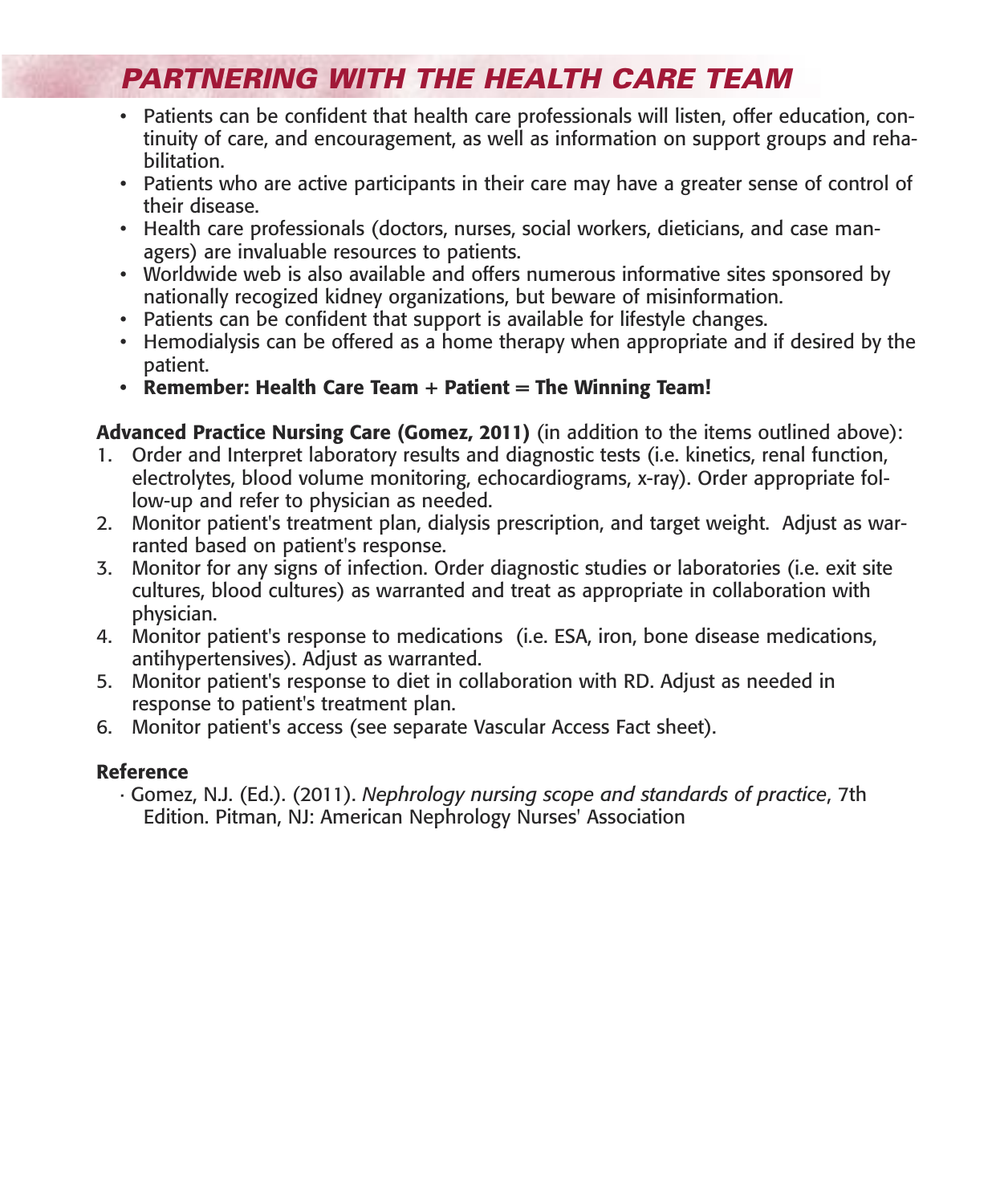## PARTNERING WITH THE HEALTH CARE TEAM

- Patients can be confident that health care professionals will listen, offer education, continuity of care, and encouragement, as well as information on support groups and rehabilitation.
- Patients who are active participants in their care may have a greater sense of control of their disease.
- Health care professionals (doctors, nurses, social workers, dieticians, and case managers) are invaluable resources to patients.
- Worldwide web is also available and offers numerous informative sites sponsored by nationally recogized kidney organizations, but beware of misinformation.
- Patients can be confident that support is available for lifestyle changes.
- Hemodialysis can be offered as a home therapy when appropriate and if desired by the patient.
- **Remember: Health Care Team + Patient = The Winning Team!**

**Advanced Practice Nursing Care (Gomez, 2011)** (in addition to the items outlined above):

1. Order and Interpret laboratory results and diagnostic tests (i.e. kinetics, renal function, electrolytes, blood volume monitoring, echocardiograms, x-ray). Order appropriate follow-up and refer to physician as needed.
2. Monitor patient's treatment plan, dialysis prescription, and target weight. Adjust as warranted based on patient's response.
3. Monitor for any signs of infection. Order diagnostic studies or laboratories (i.e. exit site cultures, blood cultures) as warranted and treat as appropriate in collaboration with physician.
4. Monitor patient's response to medications (i.e. ESA, iron, bone disease medications, antihypertensives). Adjust as warranted.
5. Monitor patient's response to diet in collaboration with RD. Adjust as needed in response to patient's treatment plan.
6. Monitor patient's access (see separate Vascular Access Fact sheet).

**Reference**

- Gomez, N.J. (Ed.). (2011). *Nephrology nursing scope and standards of practice*, 7th Edition. Pitman, NJ: American Nephrology Nurses' Association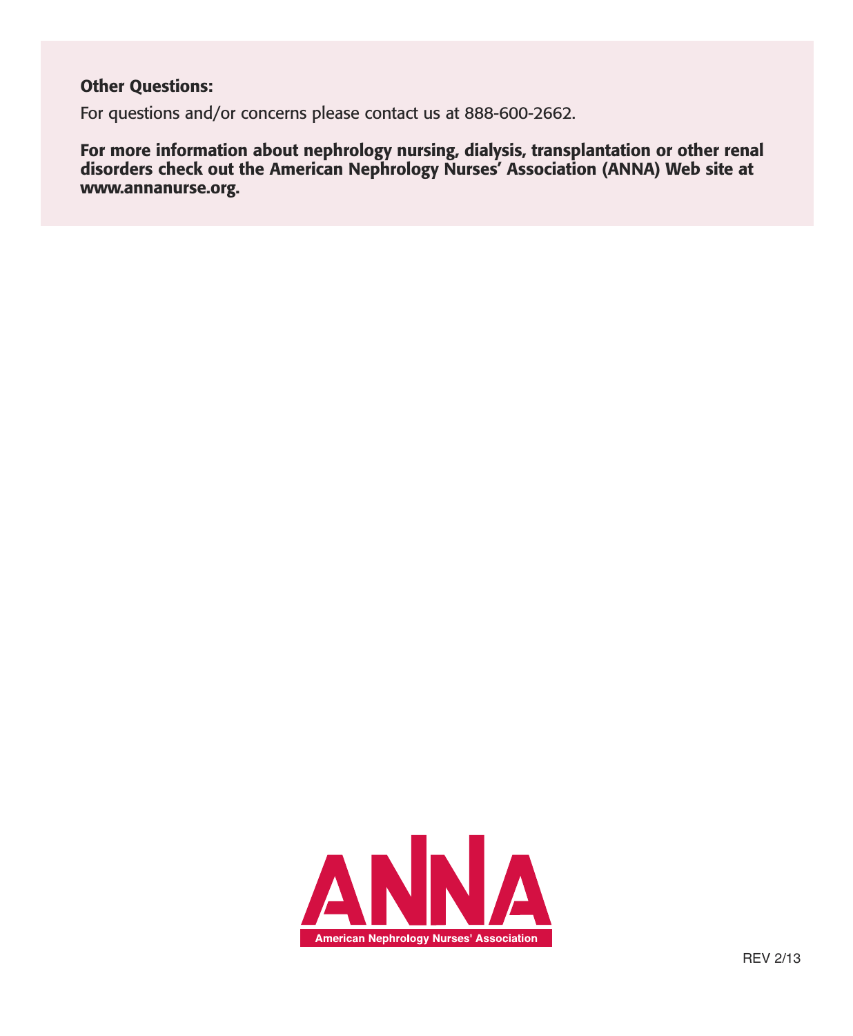**Other Questions:**

For questions and/or concerns please contact us at 888-600-2662.

**For more information about nephrology nursing, dialysis, transplantation or other renal disorders check out the American Nephrology Nurses' Association (ANNA) Web site at www.annanurse.org.**

ANNA

American Nephrology Nurses' Association

REV 2/13